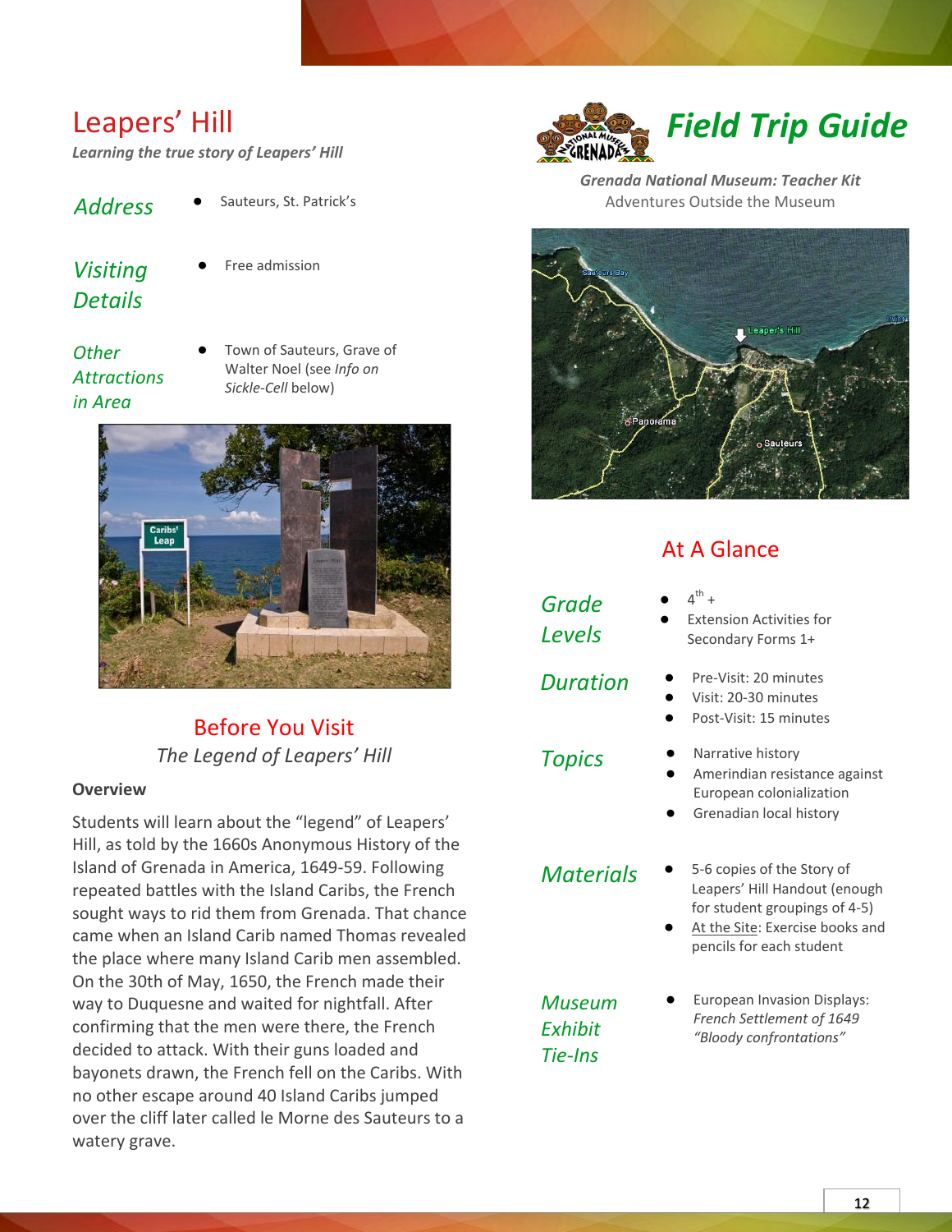# Leapers' Hill

***Learning the true story of Leapers' Hill***

# *Field Trip Guide*

***Grenada National Museum: Teacher Kit***

Adventures Outside the Museum

| | |
|---|---|
| *Address* | • Sauteurs, St. Patrick's |
| *Visiting Details* | • Free admission |
| *Other Attractions in Area* | • Town of Sauteurs, Grave of Walter Noel (see *Info on Sickle-Cell* below) |

## Before You Visit

*The Legend of Leapers' Hill*

**Overview**

Students will learn about the "legend" of Leapers' Hill, as told by the 1660s Anonymous History of the Island of Grenada in America, 1649-59. Following repeated battles with the Island Caribs, the French sought ways to rid them from Grenada. That chance came when an Island Carib named Thomas revealed the place where many Island Carib men assembled. On the 30th of May, 1650, the French made their way to Duquesne and waited for nightfall. After confirming that the men were there, the French decided to attack. With their guns loaded and bayonets drawn, the French fell on the Caribs. With no other escape around 40 Island Caribs jumped over the cliff later called le Morne des Sauteurs to a watery grave.

## At A Glance

| | |
|---|---|
| *Grade Levels* | • 4th +<br>• Extension Activities for Secondary Forms 1+ |
| *Duration* | • Pre-Visit: 20 minutes<br>• Visit: 20-30 minutes<br>• Post-Visit: 15 minutes |
| *Topics* | • Narrative history<br>• Amerindian resistance against European colonialization<br>• Grenadian local history |
| *Materials* | • 5-6 copies of the Story of Leapers' Hill Handout (enough for student groupings of 4-5)<br>• At the Site: Exercise books and pencils for each student |
| *Museum Exhibit Tie-Ins* | • European Invasion Displays: *French Settlement of 1649* *"Bloody confrontations"* |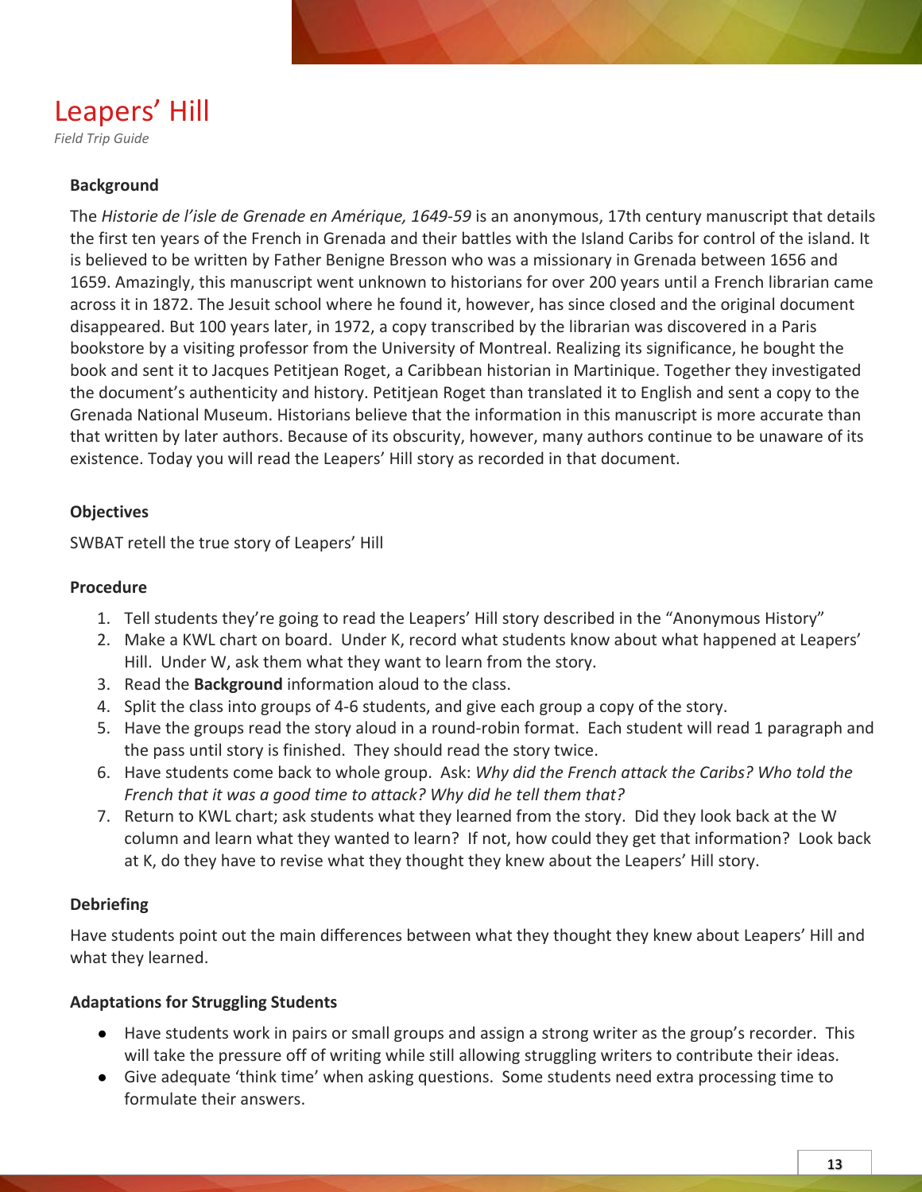# Leapers' Hill

*Field Trip Guide*

**Background**

The *Historie de l'isle de Grenade en Amérique, 1649-59* is an anonymous, 17th century manuscript that details the first ten years of the French in Grenada and their battles with the Island Caribs for control of the island. It is believed to be written by Father Benigne Bresson who was a missionary in Grenada between 1656 and 1659. Amazingly, this manuscript went unknown to historians for over 200 years until a French librarian came across it in 1872. The Jesuit school where he found it, however, has since closed and the original document disappeared. But 100 years later, in 1972, a copy transcribed by the librarian was discovered in a Paris bookstore by a visiting professor from the University of Montreal. Realizing its significance, he bought the book and sent it to Jacques Petitjean Roget, a Caribbean historian in Martinique. Together they investigated the document's authenticity and history. Petitjean Roget than translated it to English and sent a copy to the Grenada National Museum. Historians believe that the information in this manuscript is more accurate than that written by later authors. Because of its obscurity, however, many authors continue to be unaware of its existence. Today you will read the Leapers' Hill story as recorded in that document.

**Objectives**

SWBAT retell the true story of Leapers' Hill

**Procedure**

1. Tell students they're going to read the Leapers' Hill story described in the "Anonymous History"
2. Make a KWL chart on board. Under K, record what students know about what happened at Leapers' Hill. Under W, ask them what they want to learn from the story.
3. Read the **Background** information aloud to the class.
4. Split the class into groups of 4-6 students, and give each group a copy of the story.
5. Have the groups read the story aloud in a round-robin format. Each student will read 1 paragraph and the pass until story is finished. They should read the story twice.
6. Have students come back to whole group. Ask: *Why did the French attack the Caribs? Who told the French that it was a good time to attack? Why did he tell them that?*
7. Return to KWL chart; ask students what they learned from the story. Did they look back at the W column and learn what they wanted to learn? If not, how could they get that information? Look back at K, do they have to revise what they thought they knew about the Leapers' Hill story.

**Debriefing**

Have students point out the main differences between what they thought they knew about Leapers' Hill and what they learned.

**Adaptations for Struggling Students**

- Have students work in pairs or small groups and assign a strong writer as the group's recorder. This will take the pressure off of writing while still allowing struggling writers to contribute their ideas.
- Give adequate 'think time' when asking questions. Some students need extra processing time to formulate their answers.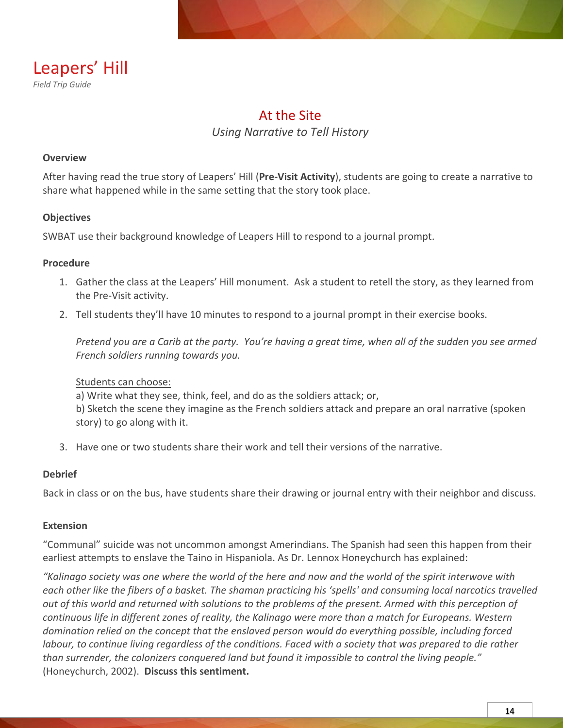# Leapers' Hill

*Field Trip Guide*

## At the Site

*Using Narrative to Tell History*

**Overview**

After having read the true story of Leapers' Hill (**Pre-Visit Activity**), students are going to create a narrative to share what happened while in the same setting that the story took place.

**Objectives**

SWBAT use their background knowledge of Leapers Hill to respond to a journal prompt.

**Procedure**

1. Gather the class at the Leapers' Hill monument. Ask a student to retell the story, as they learned from the Pre-Visit activity.
2. Tell students they'll have 10 minutes to respond to a journal prompt in their exercise books.

   *Pretend you are a Carib at the party. You're having a great time, when all of the sudden you see armed French soldiers running towards you.*

   Students can choose:
   a) Write what they see, think, feel, and do as the soldiers attack; or,
   b) Sketch the scene they imagine as the French soldiers attack and prepare an oral narrative (spoken story) to go along with it.

3. Have one or two students share their work and tell their versions of the narrative.

**Debrief**

Back in class or on the bus, have students share their drawing or journal entry with their neighbor and discuss.

**Extension**

"Communal" suicide was not uncommon amongst Amerindians. The Spanish had seen this happen from their earliest attempts to enslave the Taino in Hispaniola. As Dr. Lennox Honeychurch has explained:

*"Kalinago society was one where the world of the here and now and the world of the spirit interwove with each other like the fibers of a basket. The shaman practicing his 'spells' and consuming local narcotics travelled out of this world and returned with solutions to the problems of the present. Armed with this perception of continuous life in different zones of reality, the Kalinago were more than a match for Europeans. Western domination relied on the concept that the enslaved person would do everything possible, including forced labour, to continue living regardless of the conditions. Faced with a society that was prepared to die rather than surrender, the colonizers conquered land but found it impossible to control the living people."* (Honeychurch, 2002). **Discuss this sentiment.**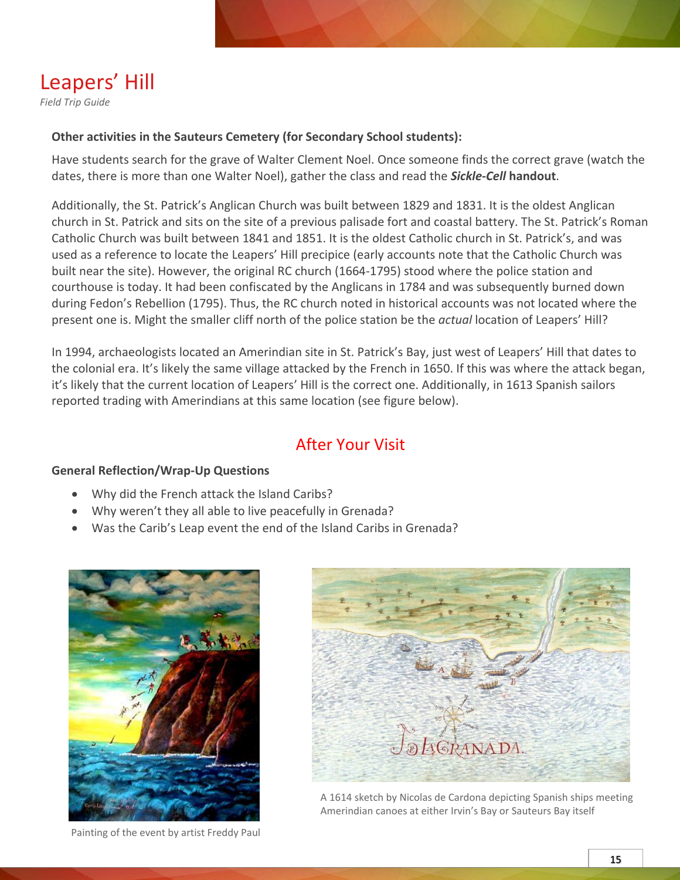# Leapers' Hill

*Field Trip Guide*

**Other activities in the Sauteurs Cemetery (for Secondary School students):**

Have students search for the grave of Walter Clement Noel. Once someone finds the correct grave (watch the dates, there is more than one Walter Noel), gather the class and read the ***Sickle-Cell*** **handout**.

Additionally, the St. Patrick's Anglican Church was built between 1829 and 1831. It is the oldest Anglican church in St. Patrick and sits on the site of a previous palisade fort and coastal battery. The St. Patrick's Roman Catholic Church was built between 1841 and 1851. It is the oldest Catholic church in St. Patrick's, and was used as a reference to locate the Leapers' Hill precipice (early accounts note that the Catholic Church was built near the site). However, the original RC church (1664-1795) stood where the police station and courthouse is today. It had been confiscated by the Anglicans in 1784 and was subsequently burned down during Fedon's Rebellion (1795). Thus, the RC church noted in historical accounts was not located where the present one is. Might the smaller cliff north of the police station be the *actual* location of Leapers' Hill?

In 1994, archaeologists located an Amerindian site in St. Patrick's Bay, just west of Leapers' Hill that dates to the colonial era. It's likely the same village attacked by the French in 1650. If this was where the attack began, it's likely that the current location of Leapers' Hill is the correct one. Additionally, in 1613 Spanish sailors reported trading with Amerindians at this same location (see figure below).

## After Your Visit

**General Reflection/Wrap-Up Questions**

- Why did the French attack the Island Caribs?
- Why weren't they all able to live peacefully in Grenada?
- Was the Carib's Leap event the end of the Island Caribs in Grenada?

Painting of the event by artist Freddy Paul

A 1614 sketch by Nicolas de Cardona depicting Spanish ships meeting Amerindian canoes at either Irvin's Bay or Sauteurs Bay itself